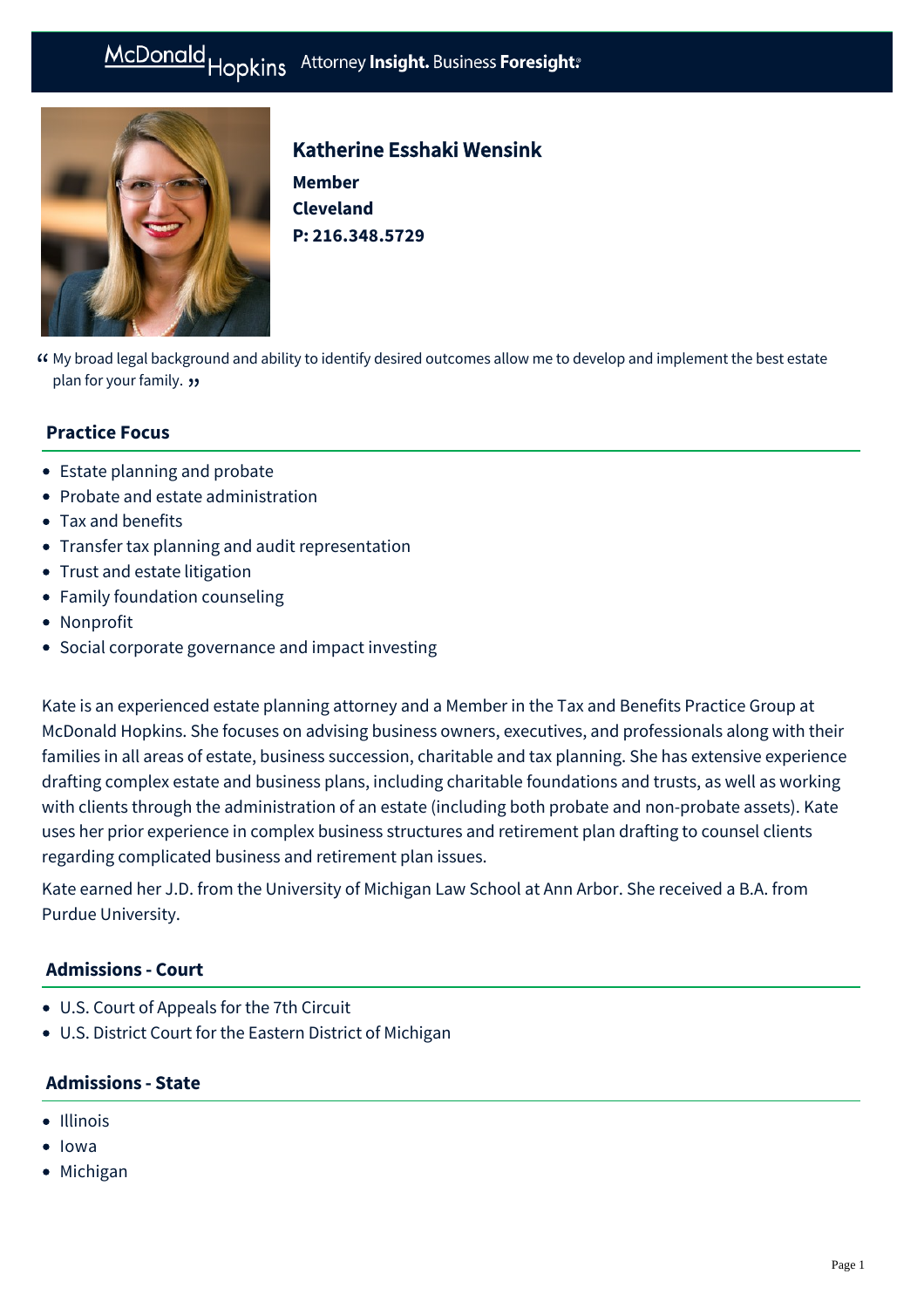# Katherine Esshaki Wensink

**Member**
**Cleveland**
**P: 216.348.5729**

> "My broad legal background and ability to identify desired outcomes allow me to develop and implement the best estate plan for your family."

## Practice Focus

- Estate planning and probate
- Probate and estate administration
- Tax and benefits
- Transfer tax planning and audit representation
- Trust and estate litigation
- Family foundation counseling
- Nonprofit
- Social corporate governance and impact investing

Kate is an experienced estate planning attorney and a Member in the Tax and Benefits Practice Group at McDonald Hopkins. She focuses on advising business owners, executives, and professionals along with their families in all areas of estate, business succession, charitable and tax planning. She has extensive experience drafting complex estate and business plans, including charitable foundations and trusts, as well as working with clients through the administration of an estate (including both probate and non-probate assets). Kate uses her prior experience in complex business structures and retirement plan drafting to counsel clients regarding complicated business and retirement plan issues.

Kate earned her J.D. from the University of Michigan Law School at Ann Arbor. She received a B.A. from Purdue University.

## Admissions - Court

- U.S. Court of Appeals for the 7th Circuit
- U.S. District Court for the Eastern District of Michigan

## Admissions - State

- Illinois
- Iowa
- Michigan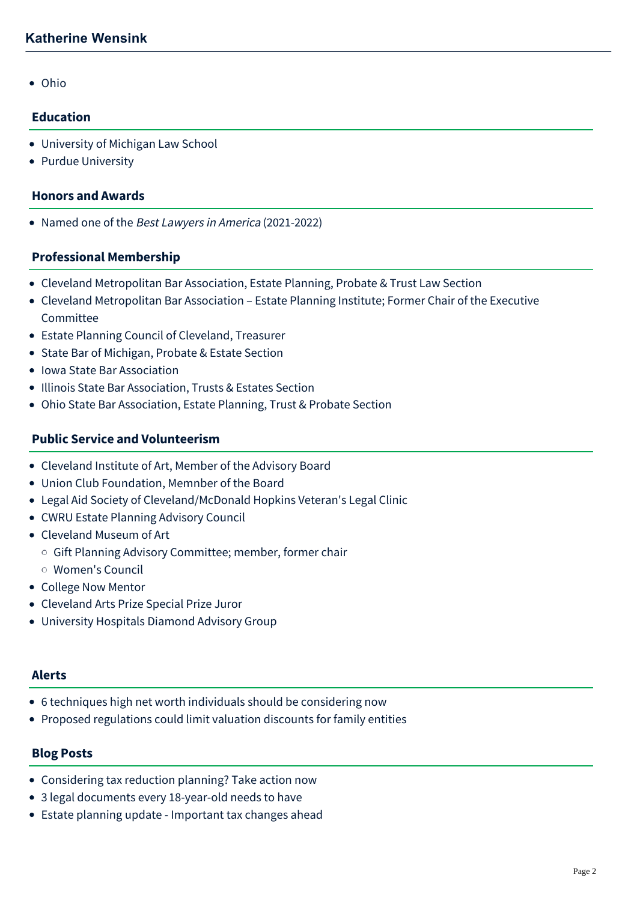- Ohio

## Education

- University of Michigan Law School
- Purdue University

## Honors and Awards

- Named one of the *Best Lawyers in America* (2021-2022)

## Professional Membership

- Cleveland Metropolitan Bar Association, Estate Planning, Probate & Trust Law Section
- Cleveland Metropolitan Bar Association – Estate Planning Institute; Former Chair of the Executive Committee
- Estate Planning Council of Cleveland, Treasurer
- State Bar of Michigan, Probate & Estate Section
- Iowa State Bar Association
- Illinois State Bar Association, Trusts & Estates Section
- Ohio State Bar Association, Estate Planning, Trust & Probate Section

## Public Service and Volunteerism

- Cleveland Institute of Art, Member of the Advisory Board
- Union Club Foundation, Memnber of the Board
- Legal Aid Society of Cleveland/McDonald Hopkins Veteran's Legal Clinic
- CWRU Estate Planning Advisory Council
- Cleveland Museum of Art
  - Gift Planning Advisory Committee; member, former chair
  - Women's Council
- College Now Mentor
- Cleveland Arts Prize Special Prize Juror
- University Hospitals Diamond Advisory Group

## Alerts

- 6 techniques high net worth individuals should be considering now
- Proposed regulations could limit valuation discounts for family entities

## Blog Posts

- Considering tax reduction planning? Take action now
- 3 legal documents every 18-year-old needs to have
- Estate planning update - Important tax changes ahead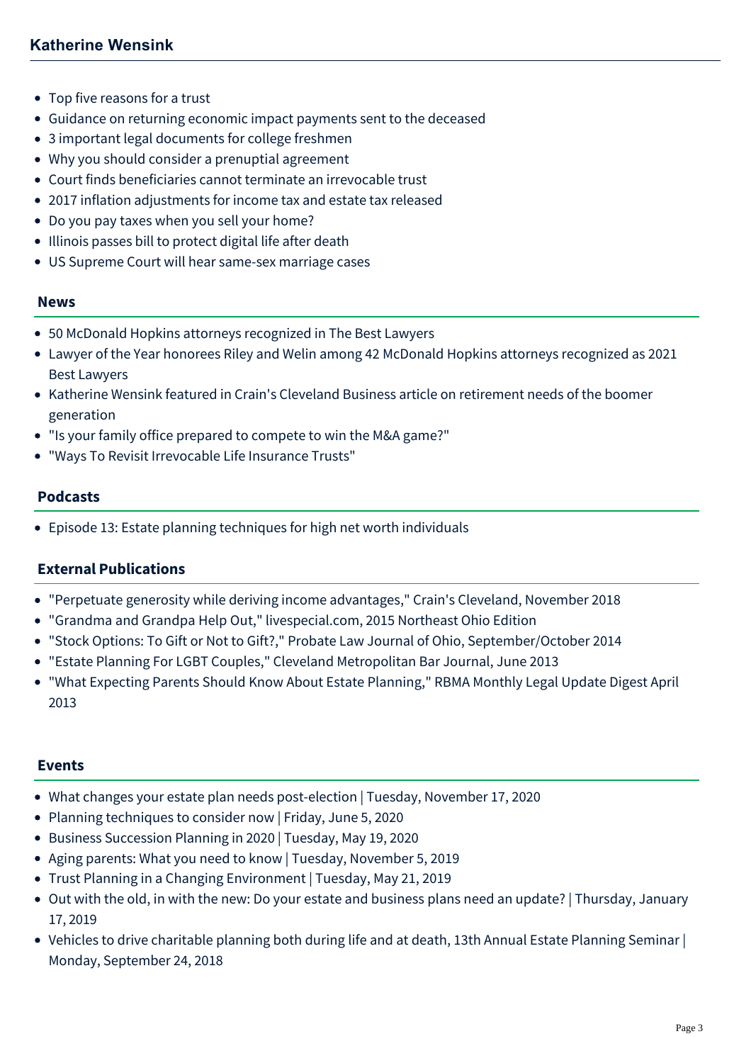- Top five reasons for a trust
- Guidance on returning economic impact payments sent to the deceased
- 3 important legal documents for college freshmen
- Why you should consider a prenuptial agreement
- Court finds beneficiaries cannot terminate an irrevocable trust
- 2017 inflation adjustments for income tax and estate tax released
- Do you pay taxes when you sell your home?
- Illinois passes bill to protect digital life after death
- US Supreme Court will hear same-sex marriage cases

## News

- 50 McDonald Hopkins attorneys recognized in The Best Lawyers
- Lawyer of the Year honorees Riley and Welin among 42 McDonald Hopkins attorneys recognized as 2021 Best Lawyers
- Katherine Wensink featured in Crain's Cleveland Business article on retirement needs of the boomer generation
- "Is your family office prepared to compete to win the M&A game?"
- "Ways To Revisit Irrevocable Life Insurance Trusts"

## Podcasts

- Episode 13: Estate planning techniques for high net worth individuals

## External Publications

- "Perpetuate generosity while deriving income advantages," Crain's Cleveland, November 2018
- "Grandma and Grandpa Help Out," livespecial.com, 2015 Northeast Ohio Edition
- "Stock Options: To Gift or Not to Gift?," Probate Law Journal of Ohio, September/October 2014
- "Estate Planning For LGBT Couples," Cleveland Metropolitan Bar Journal, June 2013
- "What Expecting Parents Should Know About Estate Planning," RBMA Monthly Legal Update Digest April 2013

## Events

- What changes your estate plan needs post-election | Tuesday, November 17, 2020
- Planning techniques to consider now | Friday, June 5, 2020
- Business Succession Planning in 2020 | Tuesday, May 19, 2020
- Aging parents: What you need to know | Tuesday, November 5, 2019
- Trust Planning in a Changing Environment | Tuesday, May 21, 2019
- Out with the old, in with the new: Do your estate and business plans need an update? | Thursday, January 17, 2019
- Vehicles to drive charitable planning both during life and at death, 13th Annual Estate Planning Seminar | Monday, September 24, 2018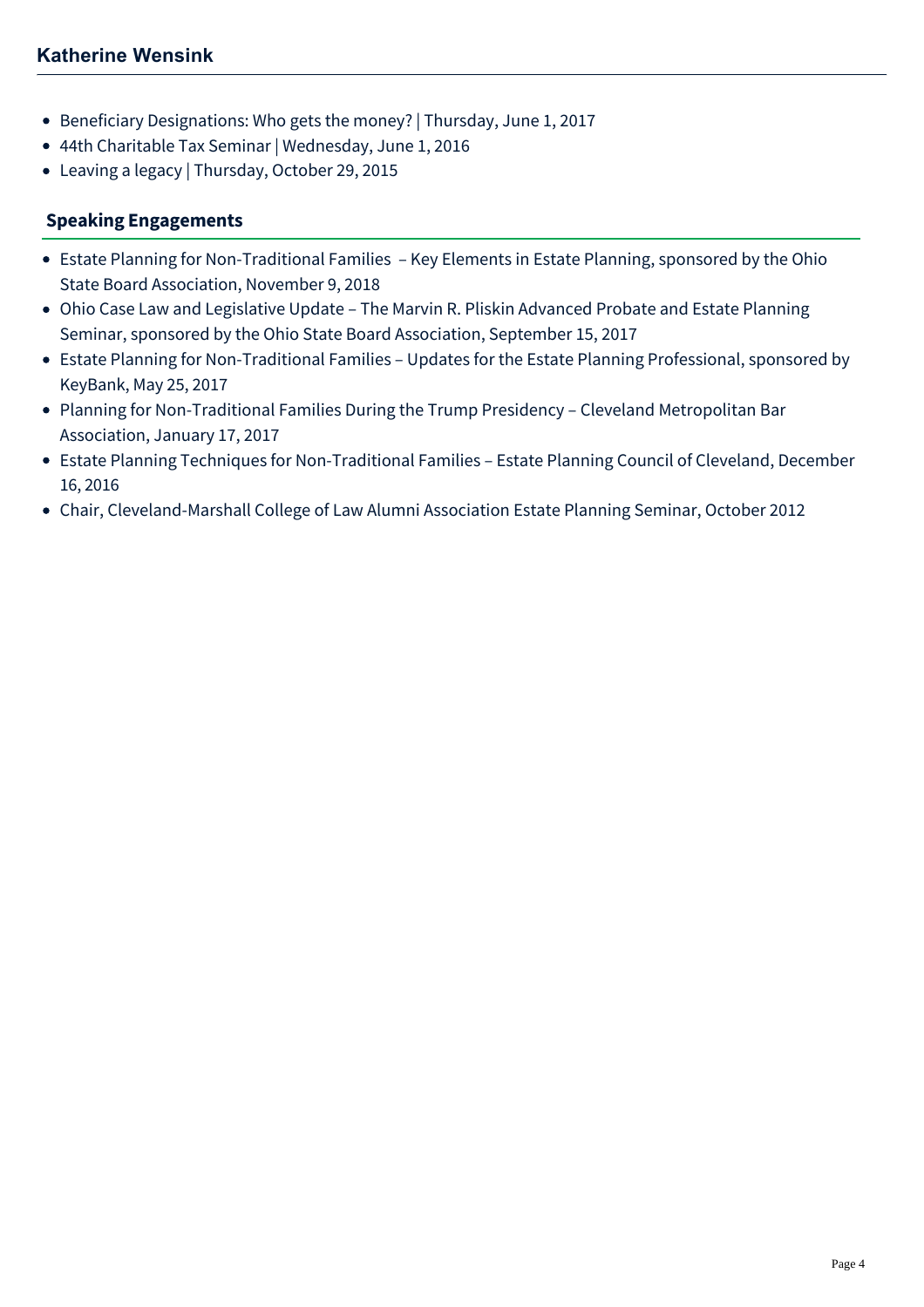- Beneficiary Designations: Who gets the money? | Thursday, June 1, 2017
- 44th Charitable Tax Seminar | Wednesday, June 1, 2016
- Leaving a legacy | Thursday, October 29, 2015

## Speaking Engagements

- Estate Planning for Non-Traditional Families – Key Elements in Estate Planning, sponsored by the Ohio State Board Association, November 9, 2018
- Ohio Case Law and Legislative Update – The Marvin R. Pliskin Advanced Probate and Estate Planning Seminar, sponsored by the Ohio State Board Association, September 15, 2017
- Estate Planning for Non-Traditional Families – Updates for the Estate Planning Professional, sponsored by KeyBank, May 25, 2017
- Planning for Non-Traditional Families During the Trump Presidency – Cleveland Metropolitan Bar Association, January 17, 2017
- Estate Planning Techniques for Non-Traditional Families – Estate Planning Council of Cleveland, December 16, 2016
- Chair, Cleveland-Marshall College of Law Alumni Association Estate Planning Seminar, October 2012